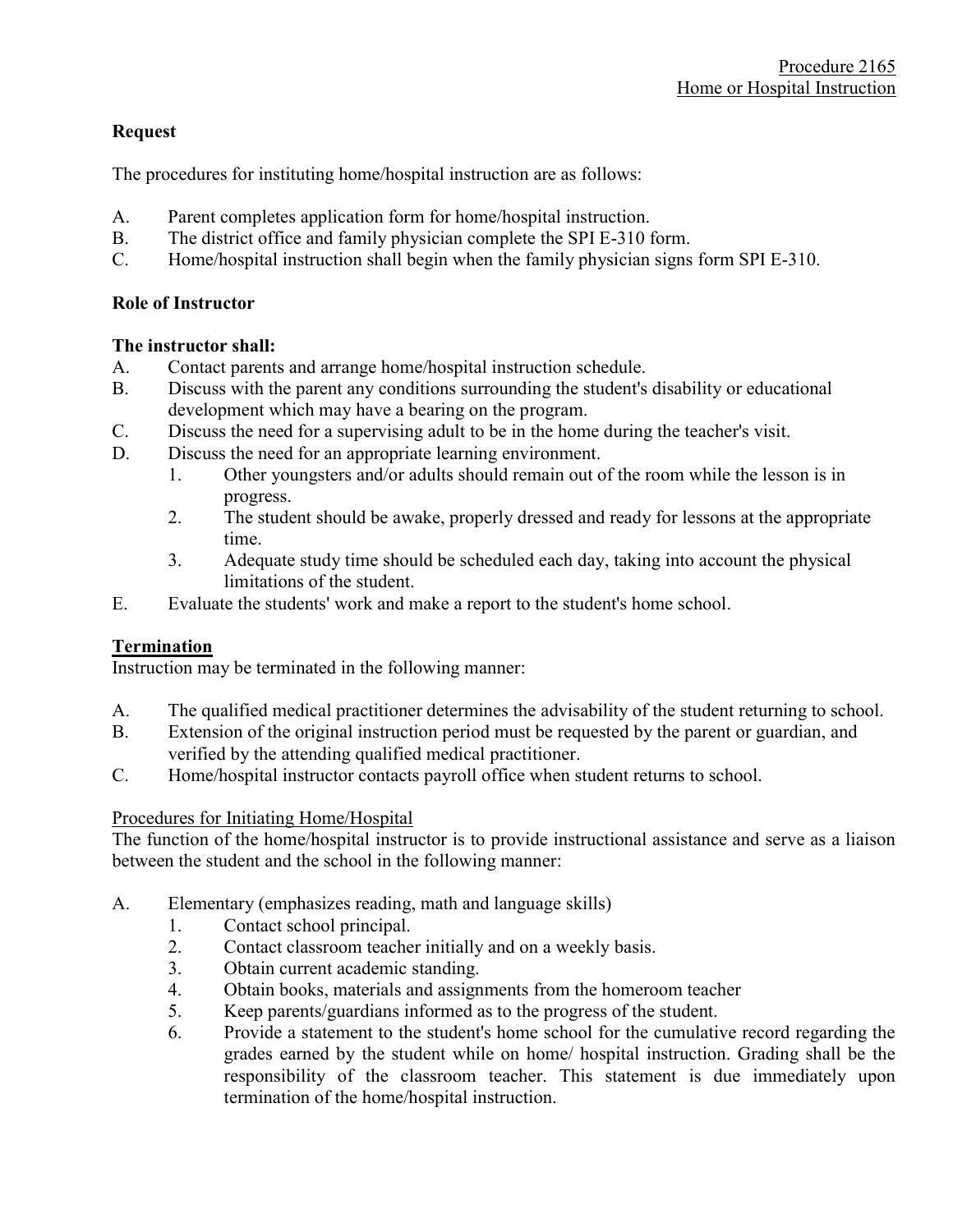Procedure 2165
Home or Hospital Instruction

**Request**

The procedures for instituting home/hospital instruction are as follows:

A. Parent completes application form for home/hospital instruction.
B. The district office and family physician complete the SPI E-310 form.
C. Home/hospital instruction shall begin when the family physician signs form SPI E-310.

**Role of Instructor**

**The instructor shall:**

A. Contact parents and arrange home/hospital instruction schedule.
B. Discuss with the parent any conditions surrounding the student's disability or educational development which may have a bearing on the program.
C. Discuss the need for a supervising adult to be in the home during the teacher's visit.
D. Discuss the need for an appropriate learning environment.
   1. Other youngsters and/or adults should remain out of the room while the lesson is in progress.
   2. The student should be awake, properly dressed and ready for lessons at the appropriate time.
   3. Adequate study time should be scheduled each day, taking into account the physical limitations of the student.
E. Evaluate the students' work and make a report to the student's home school.

**Termination**

Instruction may be terminated in the following manner:

A. The qualified medical practitioner determines the advisability of the student returning to school.
B. Extension of the original instruction period must be requested by the parent or guardian, and verified by the attending qualified medical practitioner.
C. Home/hospital instructor contacts payroll office when student returns to school.

Procedures for Initiating Home/Hospital

The function of the home/hospital instructor is to provide instructional assistance and serve as a liaison between the student and the school in the following manner:

A. Elementary (emphasizes reading, math and language skills)
   1. Contact school principal.
   2. Contact classroom teacher initially and on a weekly basis.
   3. Obtain current academic standing.
   4. Obtain books, materials and assignments from the homeroom teacher
   5. Keep parents/guardians informed as to the progress of the student.
   6. Provide a statement to the student's home school for the cumulative record regarding the grades earned by the student while on home/ hospital instruction. Grading shall be the responsibility of the classroom teacher. This statement is due immediately upon termination of the home/hospital instruction.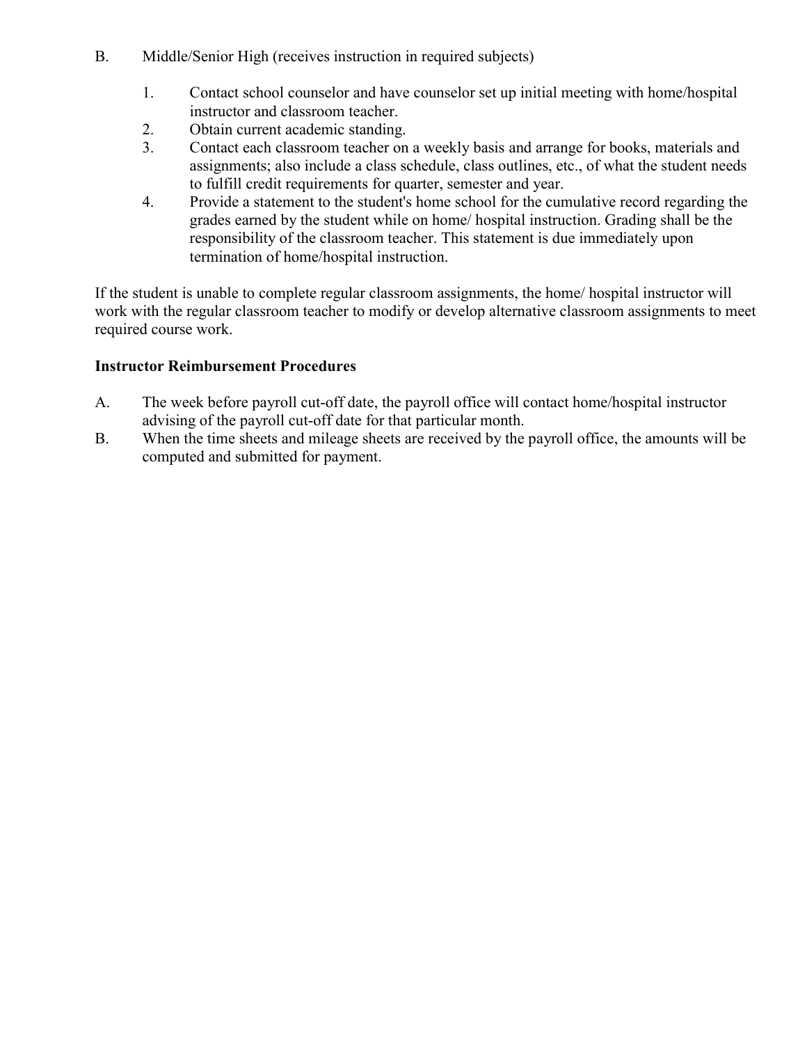B. Middle/Senior High (receives instruction in required subjects)

1. Contact school counselor and have counselor set up initial meeting with home/hospital instructor and classroom teacher.
2. Obtain current academic standing.
3. Contact each classroom teacher on a weekly basis and arrange for books, materials and assignments; also include a class schedule, class outlines, etc., of what the student needs to fulfill credit requirements for quarter, semester and year.
4. Provide a statement to the student's home school for the cumulative record regarding the grades earned by the student while on home/ hospital instruction. Grading shall be the responsibility of the classroom teacher. This statement is due immediately upon termination of home/hospital instruction.

If the student is unable to complete regular classroom assignments, the home/ hospital instructor will work with the regular classroom teacher to modify or develop alternative classroom assignments to meet required course work.

**Instructor Reimbursement Procedures**

A. The week before payroll cut-off date, the payroll office will contact home/hospital instructor advising of the payroll cut-off date for that particular month.

B. When the time sheets and mileage sheets are received by the payroll office, the amounts will be computed and submitted for payment.